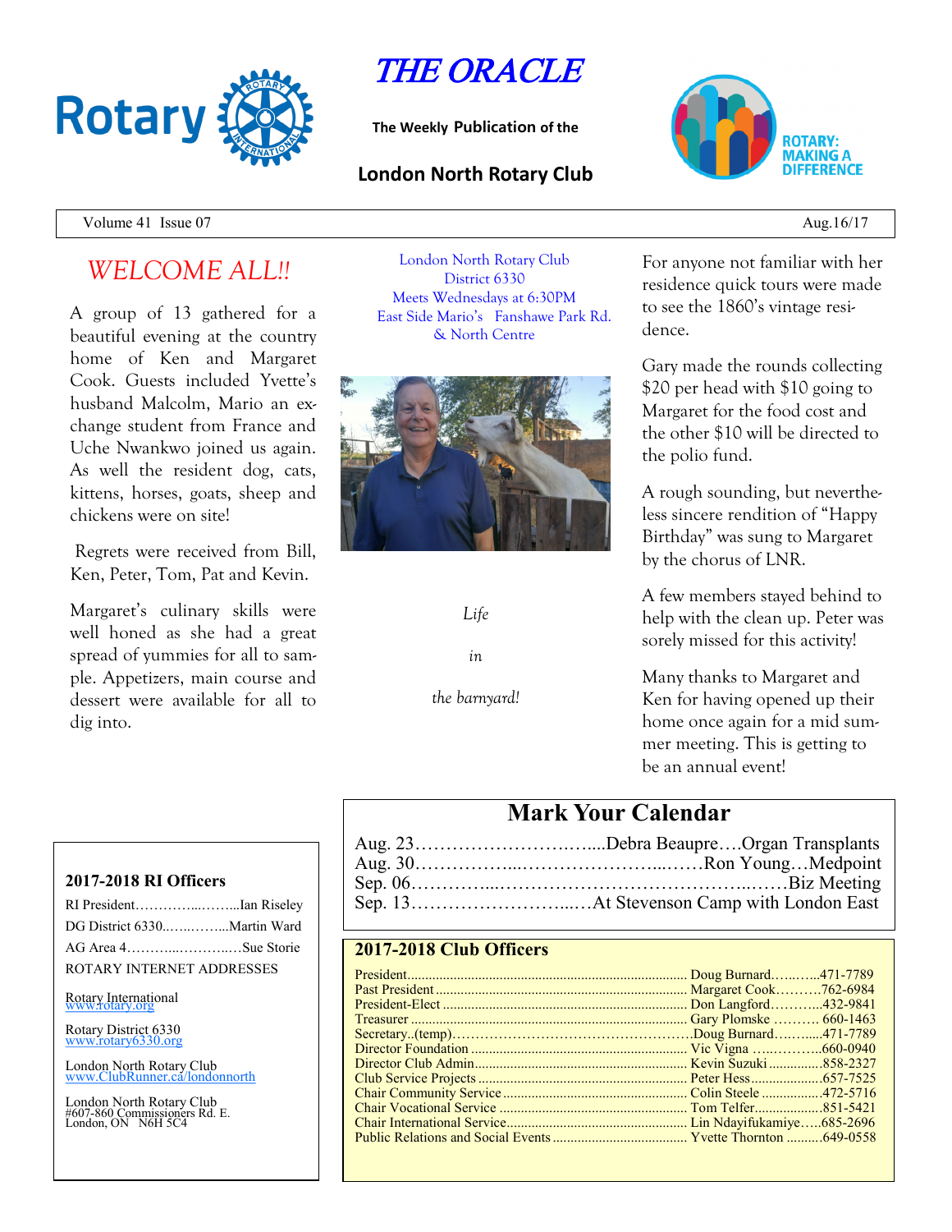# THE ORACLE

**The Weekly Publication of the**

**London North Rotary Club**

ROTARY: MAKING A DIFFERENCE

Volume 41 Issue 07 — Aug.16/17

## *WELCOME ALL!!*

A group of 13 gathered for a beautiful evening at the country home of Ken and Margaret Cook. Guests included Yvette's husband Malcolm, Mario an exchange student from France and Uche Nwankwo joined us again. As well the resident dog, cats, kittens, horses, goats, sheep and chickens were on site!

Regrets were received from Bill, Ken, Peter, Tom, Pat and Kevin.

Margaret's culinary skills were well honed as she had a great spread of yummies for all to sample. Appetizers, main course and dessert were available for all to dig into.

London North Rotary Club
District 6330
Meets Wednesdays at 6:30PM
East Side Mario's Fanshawe Park Rd. & North Centre

*Life*

*in*

*the barnyard!*

For anyone not familiar with her residence quick tours were made to see the 1860's vintage residence.

Gary made the rounds collecting $20 per head with $10 going to Margaret for the food cost and the other $10 will be directed to the polio fund.

A rough sounding, but nevertheless sincere rendition of "Happy Birthday" was sung to Margaret by the chorus of LNR.

A few members stayed behind to help with the clean up. Peter was sorely missed for this activity!

Many thanks to Margaret and Ken for having opened up their home once again for a mid summer meeting. This is getting to be an annual event!

## Mark Your Calendar

- Aug. 23……………………….....Debra Beaupre….Organ Transplants
- Aug. 30……………...……………………...……Ron Young…Medpoint
- Sep. 06…………...……………………………………..……Biz Meeting
- Sep. 13……………………...…At Stevenson Camp with London East

### 2017-2018 RI Officers

RI President…………...……...Ian Riseley
DG District 6330..…..……...Martin Ward
AG Area 4………...………..…Sue Storie

ROTARY INTERNET ADDRESSES

Rotary International
www.rotary.org

Rotary District 6330
www.rotary6330.org

London North Rotary Club
www.ClubRunner.ca/londonnorth

London North Rotary Club
#607-860 Commissioners Rd. E.
London, ON N6H 5C4

### 2017-2018 Club Officers

| Position | Name | Phone |
|---|---|---|
| President | Doug Burnard | 471-7789 |
| Past President | Margaret Cook | 762-6984 |
| President-Elect | Don Langford | 432-9841 |
| Treasurer | Gary Plomske | 660-1463 |
| Secretary..(temp) | Doug Burnard | 471-7789 |
| Director Foundation | Vic Vigna | 660-0940 |
| Director Club Admin | Kevin Suzuki | 858-2327 |
| Club Service Projects | Peter Hess | 657-7525 |
| Chair Community Service | Colin Steele | 472-5716 |
| Chair Vocational Service | Tom Telfer | 851-5421 |
| Chair International Service | Lin Ndayifukamiye | 685-2696 |
| Public Relations and Social Events | Yvette Thornton | 649-0558 |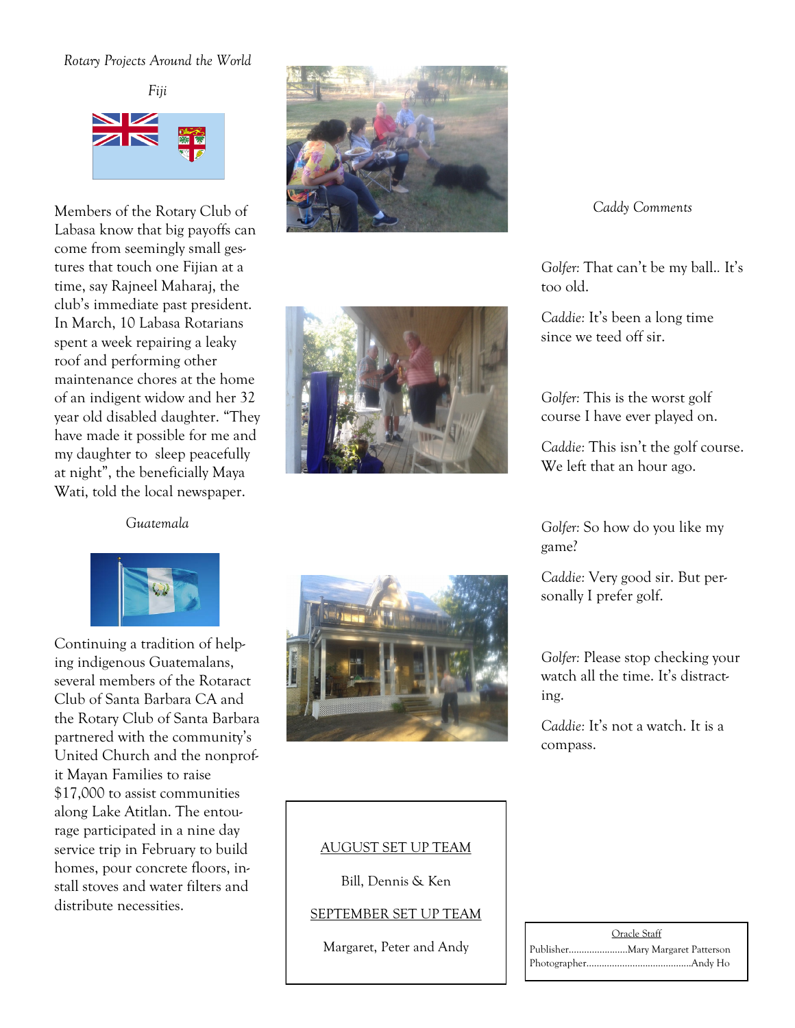*Rotary Projects Around the World*

*Fiji*

Members of the Rotary Club of Labasa know that big payoffs can come from seemingly small gestures that touch one Fijian at a time, say Rajneel Maharaj, the club's immediate past president. In March, 10 Labasa Rotarians spent a week repairing a leaky roof and performing other maintenance chores at the home of an indigent widow and her 32 year old disabled daughter. "They have made it possible for me and my daughter to sleep peacefully at night", the beneficially Maya Wati, told the local newspaper.

*Guatemala*

Continuing a tradition of helping indigenous Guatemalans, several members of the Rotaract Club of Santa Barbara CA and the Rotary Club of Santa Barbara partnered with the community's United Church and the nonprofit Mayan Families to raise $17,000 to assist communities along Lake Atitlan. The entourage participated in a nine day service trip in February to build homes, pour concrete floors, install stoves and water filters and distribute necessities.

AUGUST SET UP TEAM

Bill, Dennis & Ken

SEPTEMBER SET UP TEAM

Margaret, Peter and Andy

*Caddy Comments*

*Golfer*: That can't be my ball.. It's too old.

*Caddie*: It's been a long time since we teed off sir.

*Golfer*: This is the worst golf course I have ever played on.

*Caddie*: This isn't the golf course. We left that an hour ago.

*Golfer*: So how do you like my game?

*Caddie*: Very good sir. But personally I prefer golf.

*Golfer*: Please stop checking your watch all the time. It's distracting.

*Caddie*: It's not a watch. It is a compass.

Oracle Staff

Publisher.......................Mary Margaret Patterson

Photographer.........................................Andy Ho